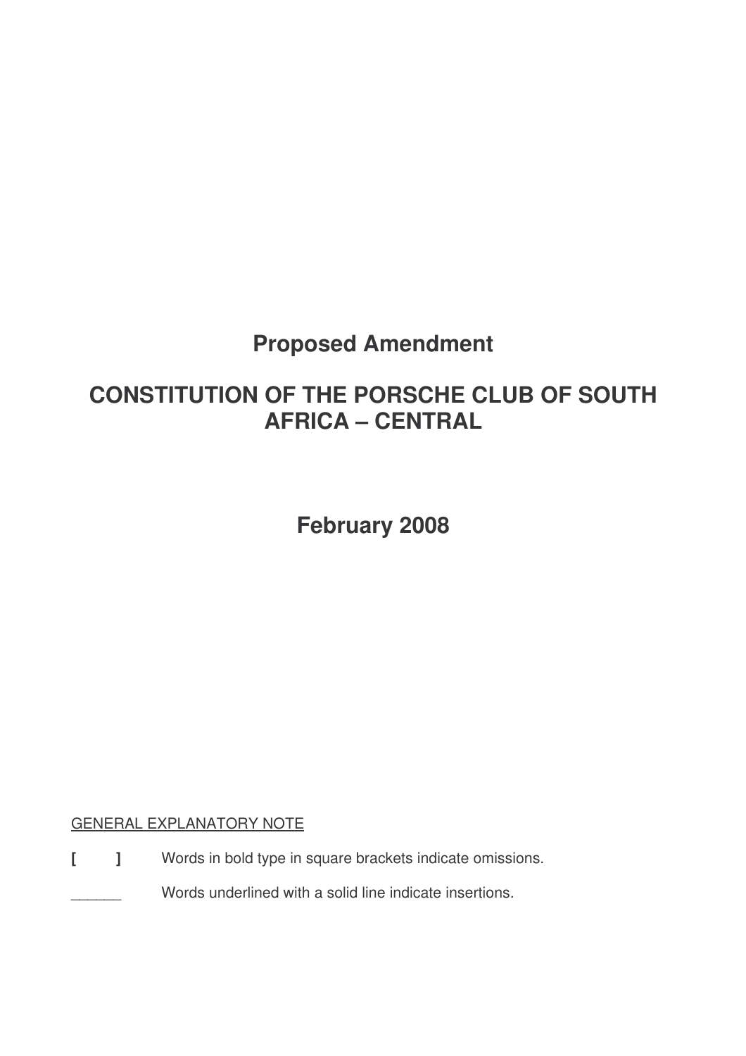# Proposed Amendment

# CONSTITUTION OF THE PORSCHE CLUB OF SOUTH AFRICA – CENTRAL

# February 2008

<u>GENERAL EXPLANATORY NOTE</u>

**[ ]** Words in bold type in square brackets indicate omissions.

______ Words underlined with a solid line indicate insertions.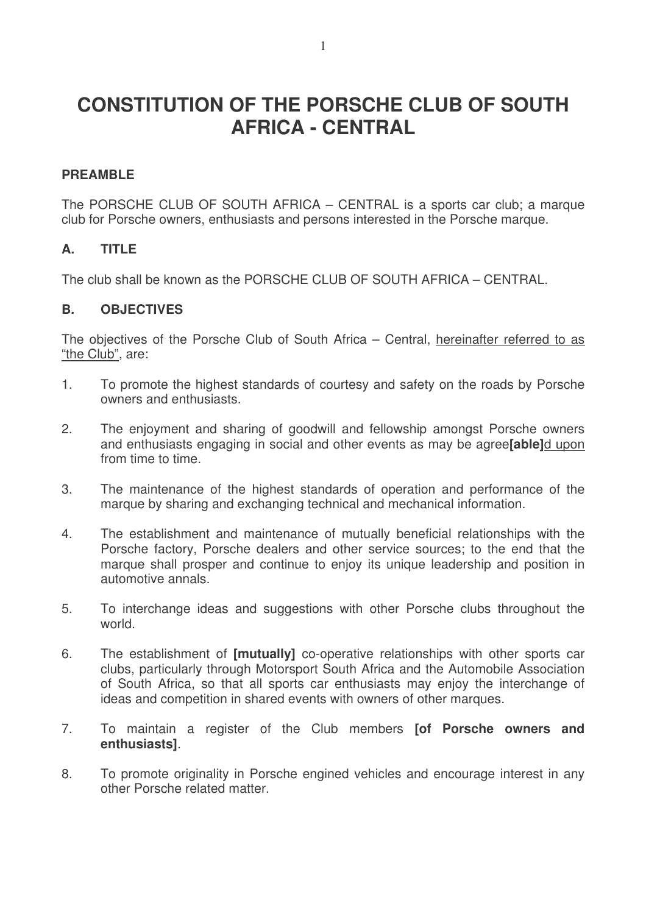# CONSTITUTION OF THE PORSCHE CLUB OF SOUTH AFRICA - CENTRAL

## PREAMBLE

The PORSCHE CLUB OF SOUTH AFRICA – CENTRAL is a sports car club; a marque club for Porsche owners, enthusiasts and persons interested in the Porsche marque.

## A. TITLE

The club shall be known as the PORSCHE CLUB OF SOUTH AFRICA – CENTRAL.

## B. OBJECTIVES

The objectives of the Porsche Club of South Africa – Central, <u>hereinafter referred to as "the Club"</u>, are:

1. To promote the highest standards of courtesy and safety on the roads by Porsche owners and enthusiasts.

2. The enjoyment and sharing of goodwill and fellowship amongst Porsche owners and enthusiasts engaging in social and other events as may be agree**[able]**<u>d upon</u> from time to time.

3. The maintenance of the highest standards of operation and performance of the marque by sharing and exchanging technical and mechanical information.

4. The establishment and maintenance of mutually beneficial relationships with the Porsche factory, Porsche dealers and other service sources; to the end that the marque shall prosper and continue to enjoy its unique leadership and position in automotive annals.

5. To interchange ideas and suggestions with other Porsche clubs throughout the world.

6. The establishment of **[mutually]** co-operative relationships with other sports car clubs, particularly through Motorsport South Africa and the Automobile Association of South Africa, so that all sports car enthusiasts may enjoy the interchange of ideas and competition in shared events with owners of other marques.

7. To maintain a register of the Club members **[of Porsche owners and enthusiasts]**.

8. To promote originality in Porsche engined vehicles and encourage interest in any other Porsche related matter.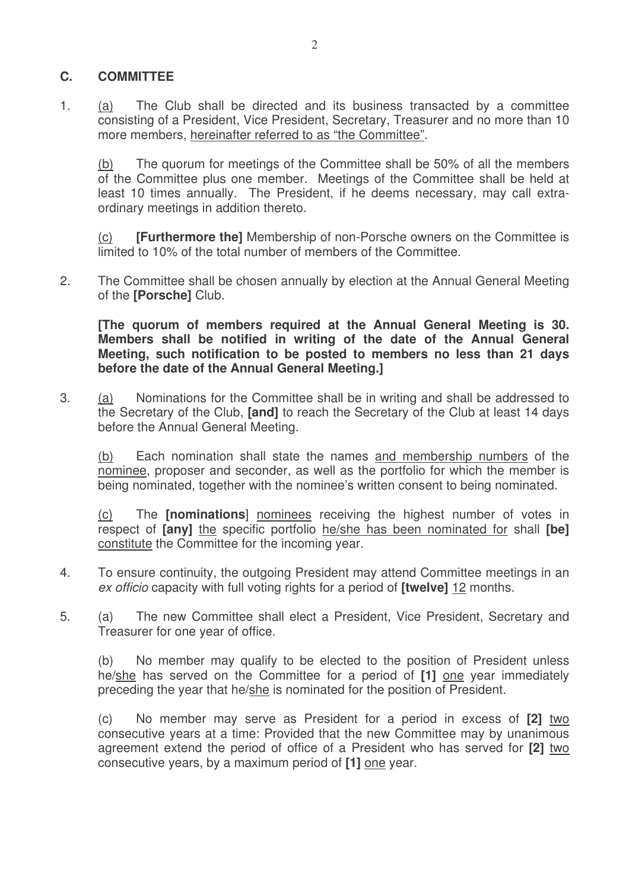## C. COMMITTEE

1. <u>(a)</u> The Club shall be directed and its business transacted by a committee consisting of a President, Vice President, Secretary, Treasurer and no more than 10 more members, <u>hereinafter referred to as "the Committee"</u>.

   <u>(b)</u> The quorum for meetings of the Committee shall be 50% of all the members of the Committee plus one member. Meetings of the Committee shall be held at least 10 times annually. The President, if he deems necessary, may call extra-ordinary meetings in addition thereto.

   <u>(c)</u> **[Furthermore the]** Membership of non-Porsche owners on the Committee is limited to 10% of the total number of members of the Committee.

2. The Committee shall be chosen annually by election at the Annual General Meeting of the **[Porsche]** Club.

   **[The quorum of members required at the Annual General Meeting is 30. Members shall be notified in writing of the date of the Annual General Meeting, such notification to be posted to members no less than 21 days before the date of the Annual General Meeting.]**

3. <u>(a)</u> Nominations for the Committee shall be in writing and shall be addressed to the Secretary of the Club, **[and]** to reach the Secretary of the Club at least 14 days before the Annual General Meeting.

   <u>(b)</u> Each nomination shall state the names <u>and membership numbers</u> of the <u>nominee</u>, proposer and seconder, as well as the portfolio for which the member is being nominated, together with the nominee's written consent to being nominated.

   <u>(c)</u> The **[nominations]** <u>nominees</u> receiving the highest number of votes in respect of **[any]** <u>the</u> specific portfolio <u>he/she has been nominated for</u> shall **[be]** <u>constitute</u> the Committee for the incoming year.

4. To ensure continuity, the outgoing President may attend Committee meetings in an *ex officio* capacity with full voting rights for a period of **[twelve]** <u>12</u> months.

5. (a) The new Committee shall elect a President, Vice President, Secretary and Treasurer for one year of office.

   (b) No member may qualify to be elected to the position of President unless he/<u>she</u> has served on the Committee for a period of **[1]** <u>one</u> year immediately preceding the year that he/<u>she</u> is nominated for the position of President.

   (c) No member may serve as President for a period in excess of **[2]** <u>two</u> consecutive years at a time: Provided that the new Committee may by unanimous agreement extend the period of office of a President who has served for **[2]** <u>two</u> consecutive years, by a maximum period of **[1]** <u>one</u> year.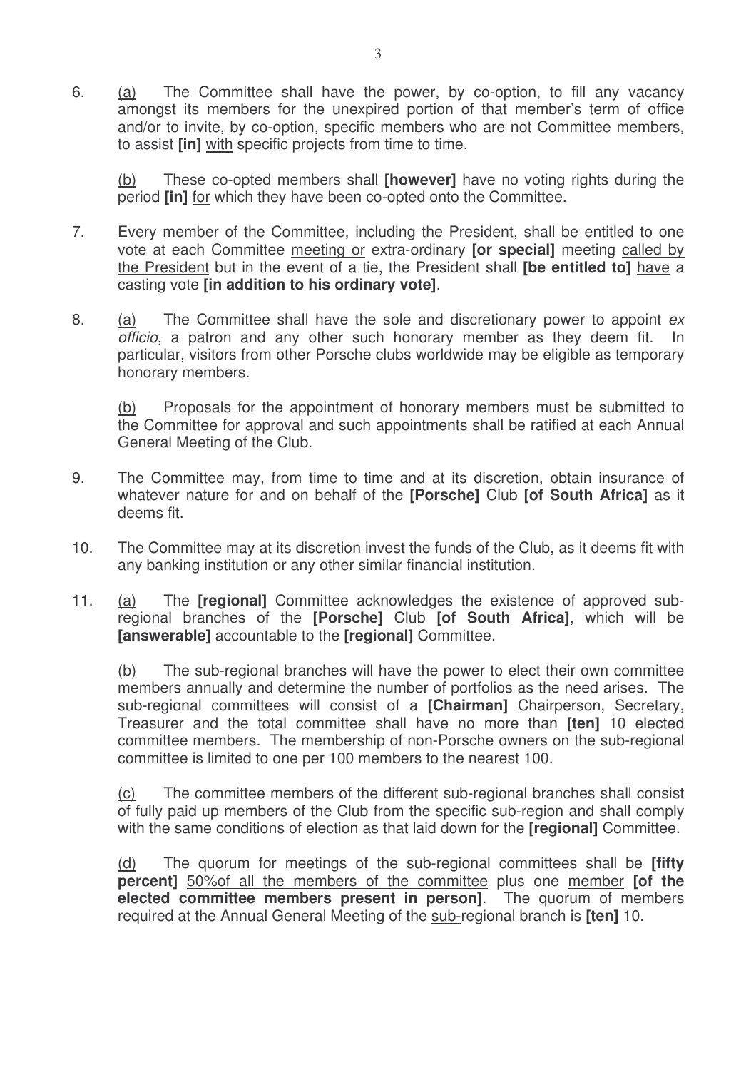6. (a) The Committee shall have the power, by co-option, to fill any vacancy amongst its members for the unexpired portion of that member's term of office and/or to invite, by co-option, specific members who are not Committee members, to assist **[in]** <u>with</u> specific projects from time to time.

   (b) These co-opted members shall **[however]** have no voting rights during the period **[in]** <u>for</u> which they have been co-opted onto the Committee.

7. Every member of the Committee, including the President, shall be entitled to one vote at each Committee <u>meeting or</u> extra-ordinary **[or special]** meeting <u>called by the President</u> but in the event of a tie, the President shall **[be entitled to]** <u>have</u> a casting vote **[in addition to his ordinary vote]**.

8. (a) The Committee shall have the sole and discretionary power to appoint *ex officio*, a patron and any other such honorary member as they deem fit. In particular, visitors from other Porsche clubs worldwide may be eligible as temporary honorary members.

   (b) Proposals for the appointment of honorary members must be submitted to the Committee for approval and such appointments shall be ratified at each Annual General Meeting of the Club.

9. The Committee may, from time to time and at its discretion, obtain insurance of whatever nature for and on behalf of the **[Porsche]** Club **[of South Africa]** as it deems fit.

10. The Committee may at its discretion invest the funds of the Club, as it deems fit with any banking institution or any other similar financial institution.

11. (a) The **[regional]** Committee acknowledges the existence of approved sub-regional branches of the **[Porsche]** Club **[of South Africa]**, which will be **[answerable]** <u>accountable</u> to the **[regional]** Committee.

    (b) The sub-regional branches will have the power to elect their own committee members annually and determine the number of portfolios as the need arises. The sub-regional committees will consist of a **[Chairman]** <u>Chairperson</u>, Secretary, Treasurer and the total committee shall have no more than **[ten]** 10 elected committee members. The membership of non-Porsche owners on the sub-regional committee is limited to one per 100 members to the nearest 100.

    (c) The committee members of the different sub-regional branches shall consist of fully paid up members of the Club from the specific sub-region and shall comply with the same conditions of election as that laid down for the **[regional]** Committee.

    (d) The quorum for meetings of the sub-regional committees shall be **[fifty percent]** <u>50%of all the members of the committee</u> plus one <u>member</u> **[of the elected committee members present in person]**. The quorum of members required at the Annual General Meeting of the <u>sub-</u>regional branch is **[ten]** 10.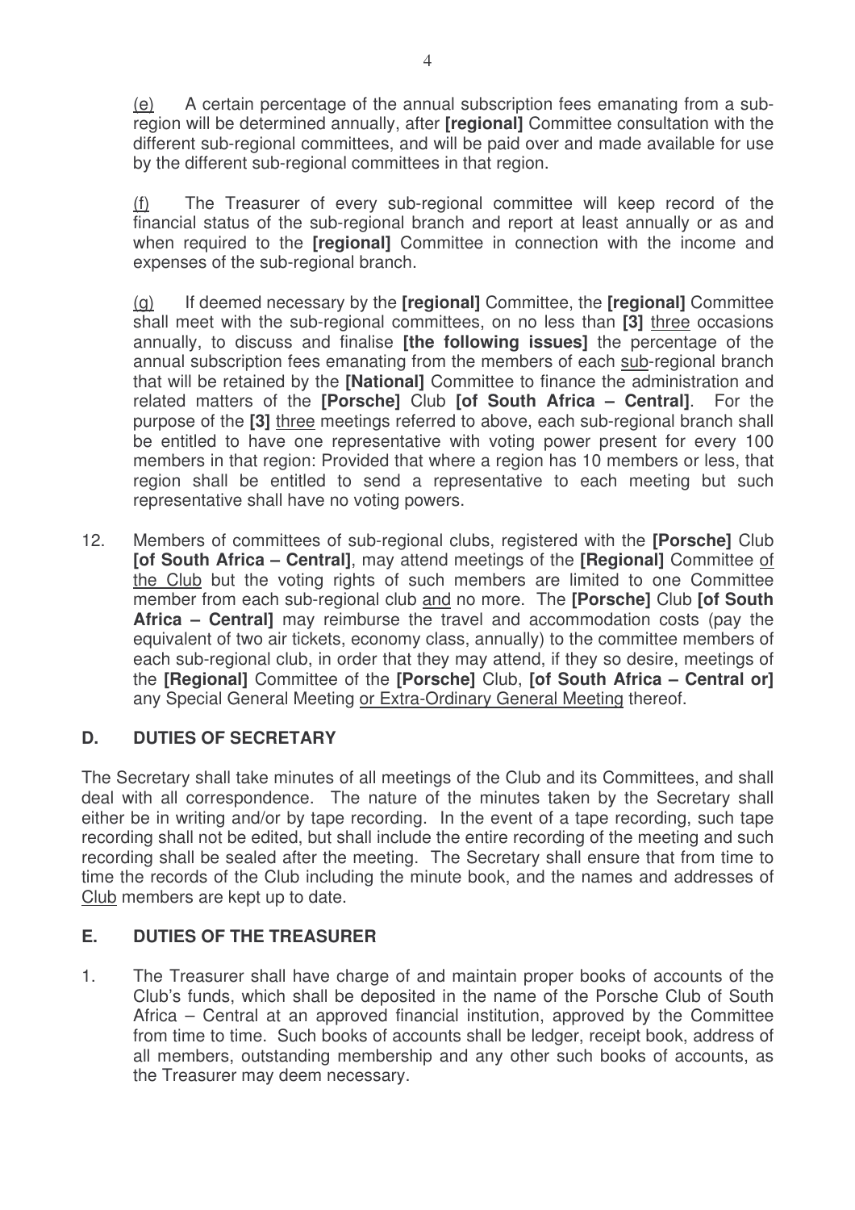(e) A certain percentage of the annual subscription fees emanating from a sub-region will be determined annually, after **[regional]** Committee consultation with the different sub-regional committees, and will be paid over and made available for use by the different sub-regional committees in that region.

(f) The Treasurer of every sub-regional committee will keep record of the financial status of the sub-regional branch and report at least annually or as and when required to the **[regional]** Committee in connection with the income and expenses of the sub-regional branch.

(g) If deemed necessary by the **[regional]** Committee, the **[regional]** Committee shall meet with the sub-regional committees, on no less than **[3]** three occasions annually, to discuss and finalise **[the following issues]** the percentage of the annual subscription fees emanating from the members of each sub-regional branch that will be retained by the **[National]** Committee to finance the administration and related matters of the **[Porsche]** Club **[of South Africa – Central]**. For the purpose of the **[3]** three meetings referred to above, each sub-regional branch shall be entitled to have one representative with voting power present for every 100 members in that region: Provided that where a region has 10 members or less, that region shall be entitled to send a representative to each meeting but such representative shall have no voting powers.

12. Members of committees of sub-regional clubs, registered with the **[Porsche]** Club **[of South Africa – Central]**, may attend meetings of the **[Regional]** Committee of the Club but the voting rights of such members are limited to one Committee member from each sub-regional club and no more. The **[Porsche]** Club **[of South Africa – Central]** may reimburse the travel and accommodation costs (pay the equivalent of two air tickets, economy class, annually) to the committee members of each sub-regional club, in order that they may attend, if they so desire, meetings of the **[Regional]** Committee of the **[Porsche]** Club, **[of South Africa – Central or]** any Special General Meeting or Extra-Ordinary General Meeting thereof.

## D. DUTIES OF SECRETARY

The Secretary shall take minutes of all meetings of the Club and its Committees, and shall deal with all correspondence. The nature of the minutes taken by the Secretary shall either be in writing and/or by tape recording. In the event of a tape recording, such tape recording shall not be edited, but shall include the entire recording of the meeting and such recording shall be sealed after the meeting. The Secretary shall ensure that from time to time the records of the Club including the minute book, and the names and addresses of Club members are kept up to date.

## E. DUTIES OF THE TREASURER

1. The Treasurer shall have charge of and maintain proper books of accounts of the Club's funds, which shall be deposited in the name of the Porsche Club of South Africa – Central at an approved financial institution, approved by the Committee from time to time. Such books of accounts shall be ledger, receipt book, address of all members, outstanding membership and any other such books of accounts, as the Treasurer may deem necessary.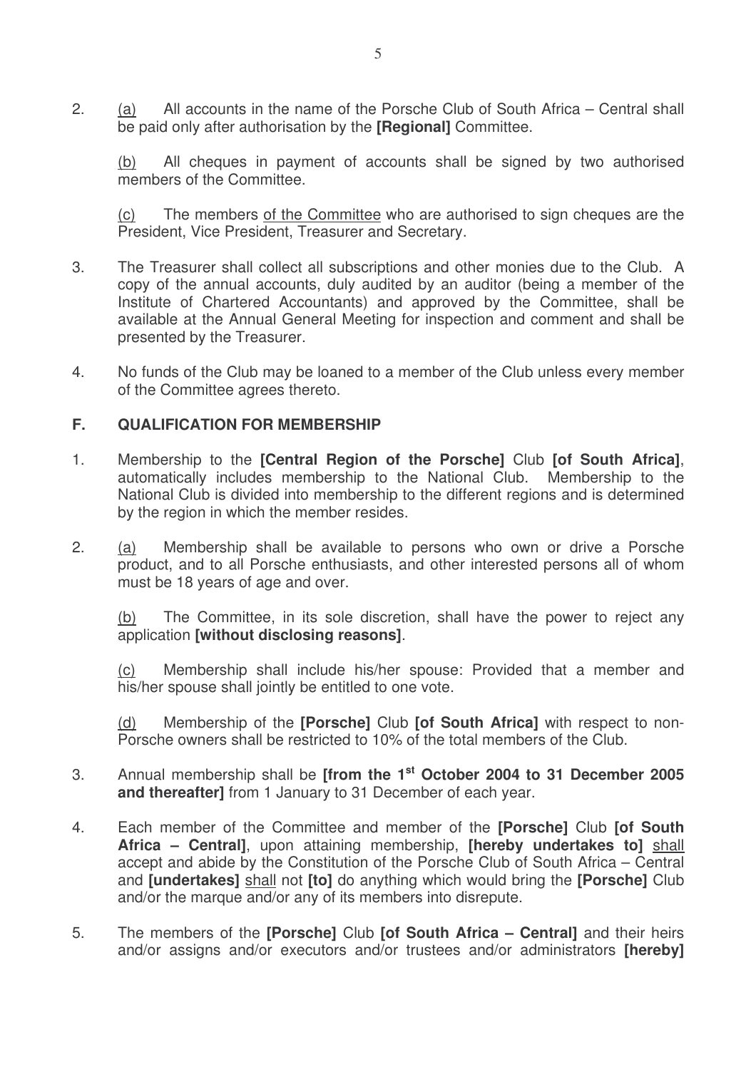2. (a) All accounts in the name of the Porsche Club of South Africa – Central shall be paid only after authorisation by the **[Regional]** Committee.

   (b) All cheques in payment of accounts shall be signed by two authorised members of the Committee.

   (c) The members <u>of the Committee</u> who are authorised to sign cheques are the President, Vice President, Treasurer and Secretary.

3. The Treasurer shall collect all subscriptions and other monies due to the Club. A copy of the annual accounts, duly audited by an auditor (being a member of the Institute of Chartered Accountants) and approved by the Committee, shall be available at the Annual General Meeting for inspection and comment and shall be presented by the Treasurer.

4. No funds of the Club may be loaned to a member of the Club unless every member of the Committee agrees thereto.

## F. QUALIFICATION FOR MEMBERSHIP

1. Membership to the **[Central Region of the Porsche]** Club **[of South Africa]**, automatically includes membership to the National Club. Membership to the National Club is divided into membership to the different regions and is determined by the region in which the member resides.

2. (a) Membership shall be available to persons who own or drive a Porsche product, and to all Porsche enthusiasts, and other interested persons all of whom must be 18 years of age and over.

   (b) The Committee, in its sole discretion, shall have the power to reject any application **[without disclosing reasons]**.

   (c) Membership shall include his/her spouse: Provided that a member and his/her spouse shall jointly be entitled to one vote.

   (d) Membership of the **[Porsche]** Club **[of South Africa]** with respect to non-Porsche owners shall be restricted to 10% of the total members of the Club.

3. Annual membership shall be **[from the 1st October 2004 to 31 December 2005 and thereafter]** from 1 January to 31 December of each year.

4. Each member of the Committee and member of the **[Porsche]** Club **[of South Africa – Central]**, upon attaining membership, **[hereby undertakes to]** <u>shall</u> accept and abide by the Constitution of the Porsche Club of South Africa – Central and **[undertakes]** <u>shall</u> not **[to]** do anything which would bring the **[Porsche]** Club and/or the marque and/or any of its members into disrepute.

5. The members of the **[Porsche]** Club **[of South Africa – Central]** and their heirs and/or assigns and/or executors and/or trustees and/or administrators **[hereby]**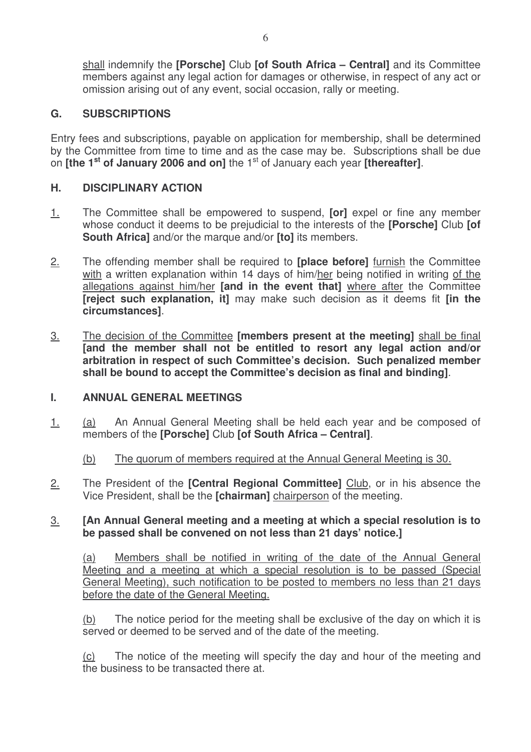shall indemnify the **[Porsche]** Club **[of South Africa – Central]** and its Committee members against any legal action for damages or otherwise, in respect of any act or omission arising out of any event, social occasion, rally or meeting.

## G. SUBSCRIPTIONS

Entry fees and subscriptions, payable on application for membership, shall be determined by the Committee from time to time and as the case may be. Subscriptions shall be due on **[the 1st of January 2006 and on]** the 1st of January each year **[thereafter]**.

## H. DISCIPLINARY ACTION

1. The Committee shall be empowered to suspend, **[or]** expel or fine any member whose conduct it deems to be prejudicial to the interests of the **[Porsche]** Club **[of South Africa]** and/or the marque and/or **[to]** its members.

2. The offending member shall be required to **[place before]** furnish the Committee with a written explanation within 14 days of him/her being notified in writing of the allegations against him/her **[and in the event that]** where after the Committee **[reject such explanation, it]** may make such decision as it deems fit **[in the circumstances]**.

3. The decision of the Committee **[members present at the meeting]** shall be final **[and the member shall not be entitled to resort any legal action and/or arbitration in respect of such Committee's decision. Such penalized member shall be bound to accept the Committee's decision as final and binding]**.

## I. ANNUAL GENERAL MEETINGS

1. (a) An Annual General Meeting shall be held each year and be composed of members of the **[Porsche]** Club **[of South Africa – Central]**.

   (b) The quorum of members required at the Annual General Meeting is 30.

2. The President of the **[Central Regional Committee]** Club, or in his absence the Vice President, shall be the **[chairman]** chairperson of the meeting.

3. **[An Annual General meeting and a meeting at which a special resolution is to be passed shall be convened on not less than 21 days' notice.]**

   (a) Members shall be notified in writing of the date of the Annual General Meeting and a meeting at which a special resolution is to be passed (Special General Meeting), such notification to be posted to members no less than 21 days before the date of the General Meeting.

   (b) The notice period for the meeting shall be exclusive of the day on which it is served or deemed to be served and of the date of the meeting.

   (c) The notice of the meeting will specify the day and hour of the meeting and the business to be transacted there at.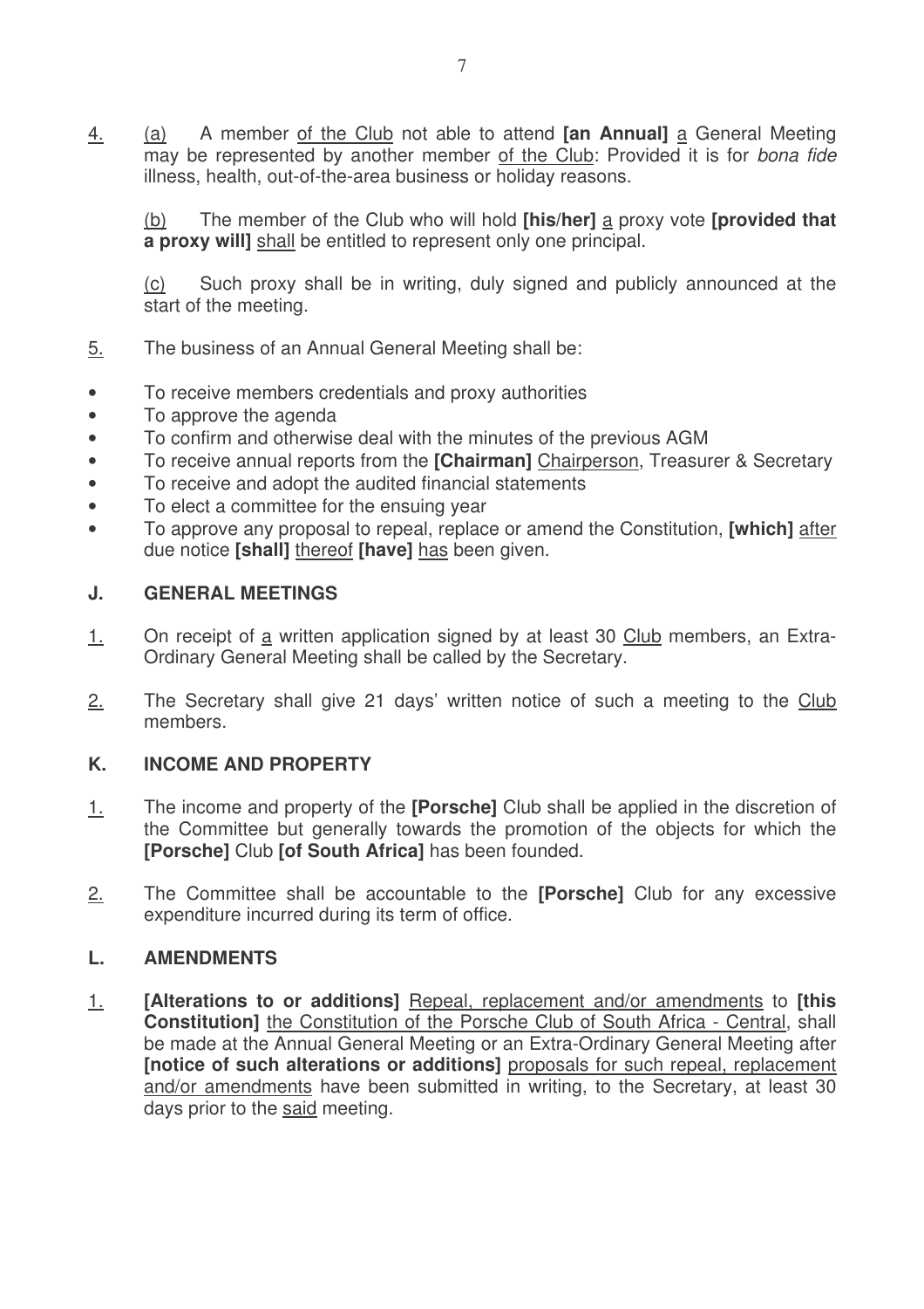<u>4.</u> <u>(a)</u> A member <u>of the Club</u> not able to attend **[an Annual]** <u>a</u> General Meeting may be represented by another member <u>of the Club</u>: Provided it is for *bona fide* illness, health, out-of-the-area business or holiday reasons.

<u>(b)</u> The member of the Club who will hold **[his/her]** <u>a</u> proxy vote **[provided that a proxy will]** <u>shall</u> be entitled to represent only one principal.

<u>(c)</u> Such proxy shall be in writing, duly signed and publicly announced at the start of the meeting.

<u>5.</u> The business of an Annual General Meeting shall be:

- To receive members credentials and proxy authorities
- To approve the agenda
- To confirm and otherwise deal with the minutes of the previous AGM
- To receive annual reports from the **[Chairman]** <u>Chairperson</u>, Treasurer & Secretary
- To receive and adopt the audited financial statements
- To elect a committee for the ensuing year
- To approve any proposal to repeal, replace or amend the Constitution, **[which]** <u>after</u> due notice **[shall]** <u>thereof</u> **[have]** <u>has</u> been given.

### J. GENERAL MEETINGS

<u>1.</u> On receipt of <u>a</u> written application signed by at least 30 <u>Club</u> members, an Extra-Ordinary General Meeting shall be called by the Secretary.

<u>2.</u> The Secretary shall give 21 days' written notice of such a meeting to the <u>Club</u> members.

### K. INCOME AND PROPERTY

<u>1.</u> The income and property of the **[Porsche]** Club shall be applied in the discretion of the Committee but generally towards the promotion of the objects for which the **[Porsche]** Club **[of South Africa]** has been founded.

<u>2.</u> The Committee shall be accountable to the **[Porsche]** Club for any excessive expenditure incurred during its term of office.

### L. AMENDMENTS

<u>1.</u> **[Alterations to or additions]** <u>Repeal, replacement and/or amendments</u> to **[this Constitution]** <u>the Constitution of the Porsche Club of South Africa - Central</u>, shall be made at the Annual General Meeting or an Extra-Ordinary General Meeting after **[notice of such alterations or additions]** <u>proposals for such repeal, replacement and/or amendments</u> have been submitted in writing, to the Secretary, at least 30 days prior to the <u>said</u> meeting.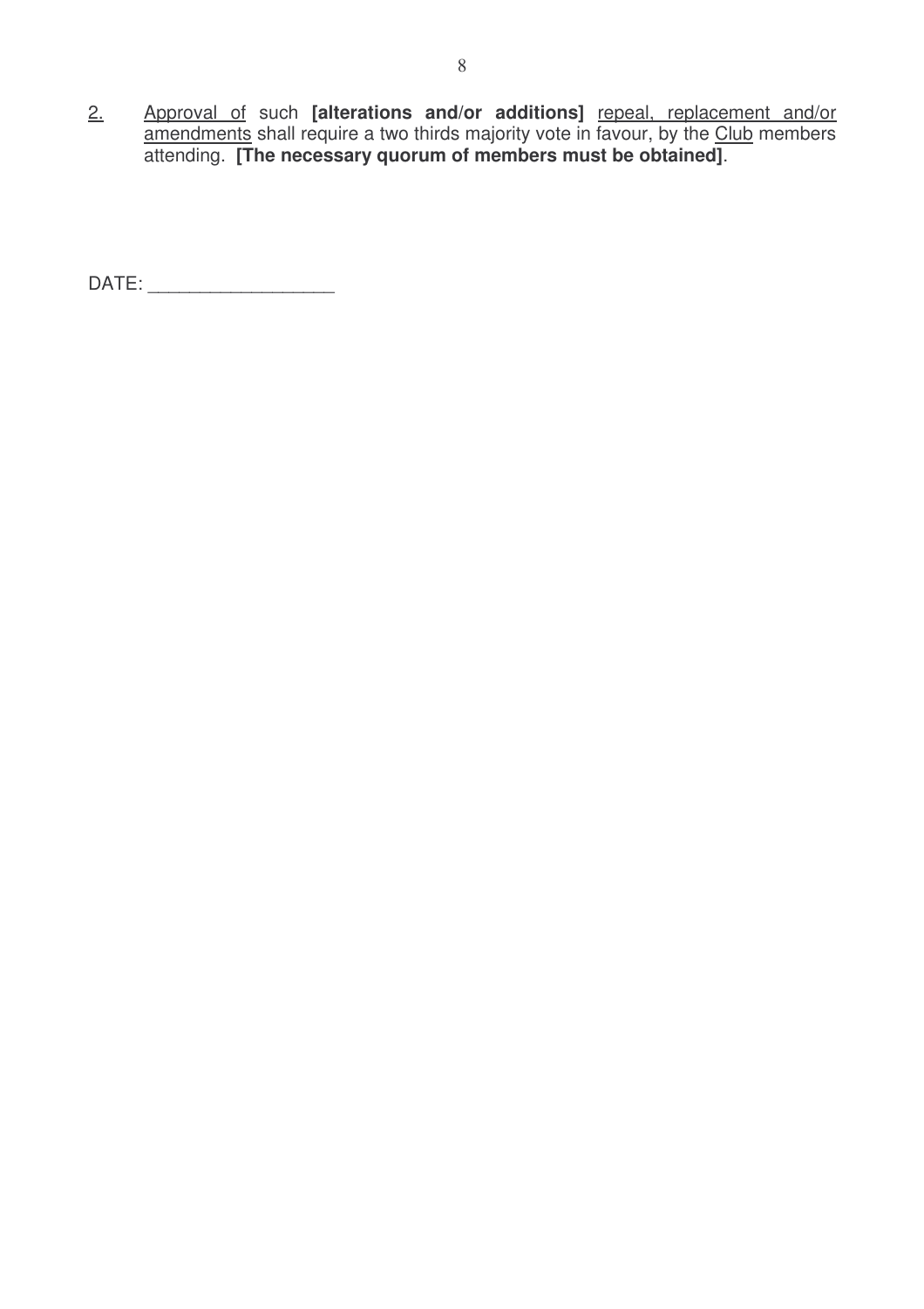2. Approval of such **[alterations and/or additions]** <u>repeal, replacement and/or amendments</u> shall require a two thirds majority vote in favour, by the <u>Club</u> members attending. **[The necessary quorum of members must be obtained]**.

DATE: _________________